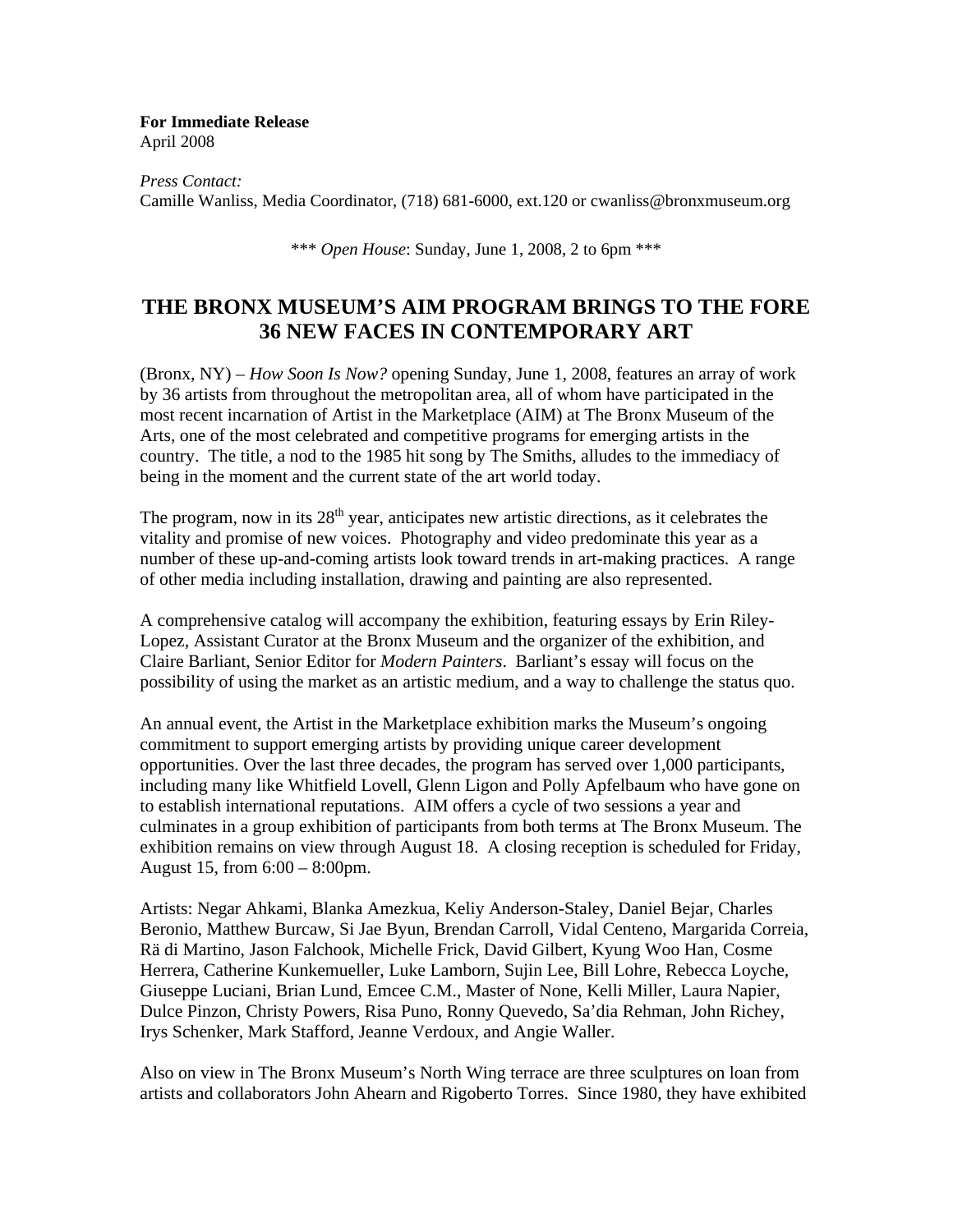**For Immediate Release**
April 2008

*Press Contact:*
Camille Wanliss, Media Coordinator, (718) 681-6000, ext.120 or cwanliss@bronxmuseum.org

\*\*\* *Open House*: Sunday, June 1, 2008, 2 to 6pm \*\*\*

# THE BRONX MUSEUM'S AIM PROGRAM BRINGS TO THE FORE 36 NEW FACES IN CONTEMPORARY ART

(Bronx, NY) – *How Soon Is Now?* opening Sunday, June 1, 2008, features an array of work by 36 artists from throughout the metropolitan area, all of whom have participated in the most recent incarnation of Artist in the Marketplace (AIM) at The Bronx Museum of the Arts, one of the most celebrated and competitive programs for emerging artists in the country. The title, a nod to the 1985 hit song by The Smiths, alludes to the immediacy of being in the moment and the current state of the art world today.

The program, now in its 28th year, anticipates new artistic directions, as it celebrates the vitality and promise of new voices. Photography and video predominate this year as a number of these up-and-coming artists look toward trends in art-making practices. A range of other media including installation, drawing and painting are also represented.

A comprehensive catalog will accompany the exhibition, featuring essays by Erin Riley-Lopez, Assistant Curator at the Bronx Museum and the organizer of the exhibition, and Claire Barliant, Senior Editor for *Modern Painters*. Barliant's essay will focus on the possibility of using the market as an artistic medium, and a way to challenge the status quo.

An annual event, the Artist in the Marketplace exhibition marks the Museum's ongoing commitment to support emerging artists by providing unique career development opportunities. Over the last three decades, the program has served over 1,000 participants, including many like Whitfield Lovell, Glenn Ligon and Polly Apfelbaum who have gone on to establish international reputations. AIM offers a cycle of two sessions a year and culminates in a group exhibition of participants from both terms at The Bronx Museum. The exhibition remains on view through August 18. A closing reception is scheduled for Friday, August 15, from 6:00 – 8:00pm.

Artists: Negar Ahkami, Blanka Amezkua, Keliy Anderson-Staley, Daniel Bejar, Charles Beronio, Matthew Burcaw, Si Jae Byun, Brendan Carroll, Vidal Centeno, Margarida Correia, Rä di Martino, Jason Falchook, Michelle Frick, David Gilbert, Kyung Woo Han, Cosme Herrera, Catherine Kunkemueller, Luke Lamborn, Sujin Lee, Bill Lohre, Rebecca Loyche, Giuseppe Luciani, Brian Lund, Emcee C.M., Master of None, Kelli Miller, Laura Napier, Dulce Pinzon, Christy Powers, Risa Puno, Ronny Quevedo, Sa'dia Rehman, John Richey, Irys Schenker, Mark Stafford, Jeanne Verdoux, and Angie Waller.

Also on view in The Bronx Museum's North Wing terrace are three sculptures on loan from artists and collaborators John Ahearn and Rigoberto Torres. Since 1980, they have exhibited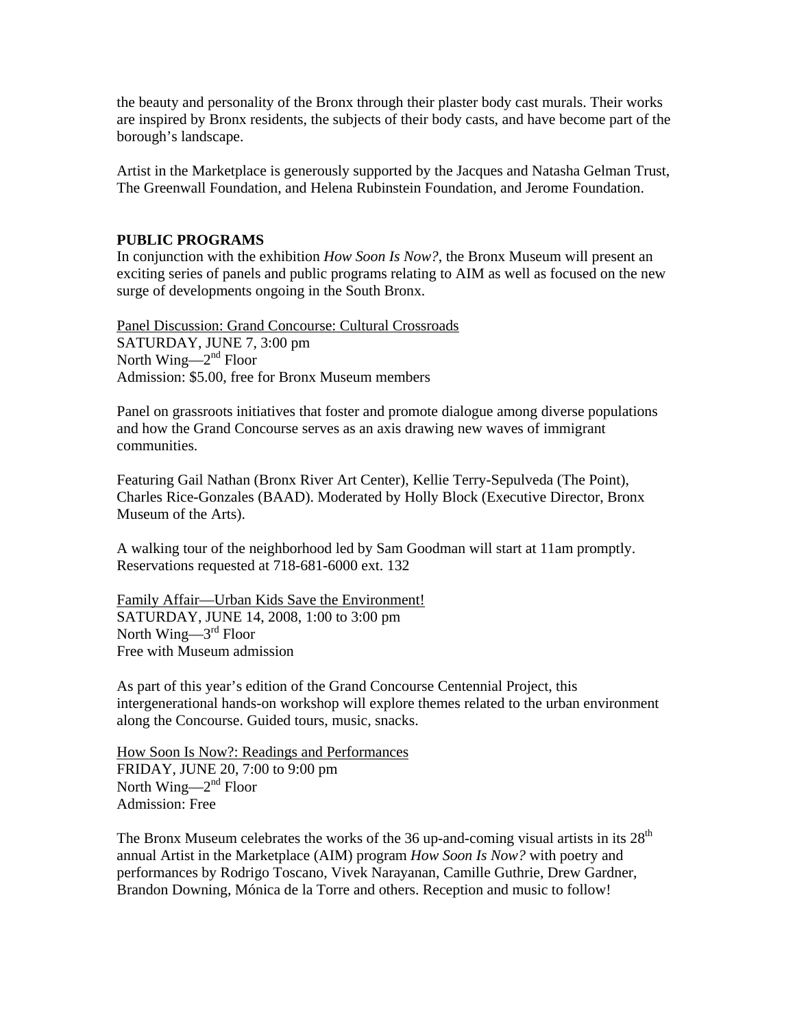the beauty and personality of the Bronx through their plaster body cast murals. Their works are inspired by Bronx residents, the subjects of their body casts, and have become part of the borough's landscape.

Artist in the Marketplace is generously supported by the Jacques and Natasha Gelman Trust, The Greenwall Foundation, and Helena Rubinstein Foundation, and Jerome Foundation.

## PUBLIC PROGRAMS

In conjunction with the exhibition *How Soon Is Now?*, the Bronx Museum will present an exciting series of panels and public programs relating to AIM as well as focused on the new surge of developments ongoing in the South Bronx.

<u>Panel Discussion: Grand Concourse: Cultural Crossroads</u>
SATURDAY, JUNE 7, 3:00 pm
North Wing—2nd Floor
Admission: $5.00, free for Bronx Museum members

Panel on grassroots initiatives that foster and promote dialogue among diverse populations and how the Grand Concourse serves as an axis drawing new waves of immigrant communities.

Featuring Gail Nathan (Bronx River Art Center), Kellie Terry-Sepulveda (The Point), Charles Rice-Gonzales (BAAD). Moderated by Holly Block (Executive Director, Bronx Museum of the Arts).

A walking tour of the neighborhood led by Sam Goodman will start at 11am promptly. Reservations requested at 718-681-6000 ext. 132

<u>Family Affair—Urban Kids Save the Environment!</u>
SATURDAY, JUNE 14, 2008, 1:00 to 3:00 pm
North Wing—3rd Floor
Free with Museum admission

As part of this year's edition of the Grand Concourse Centennial Project, this intergenerational hands-on workshop will explore themes related to the urban environment along the Concourse. Guided tours, music, snacks.

<u>How Soon Is Now?: Readings and Performances</u>
FRIDAY, JUNE 20, 7:00 to 9:00 pm
North Wing—2nd Floor
Admission: Free

The Bronx Museum celebrates the works of the 36 up-and-coming visual artists in its 28th annual Artist in the Marketplace (AIM) program *How Soon Is Now?* with poetry and performances by Rodrigo Toscano, Vivek Narayanan, Camille Guthrie, Drew Gardner, Brandon Downing, Mónica de la Torre and others. Reception and music to follow!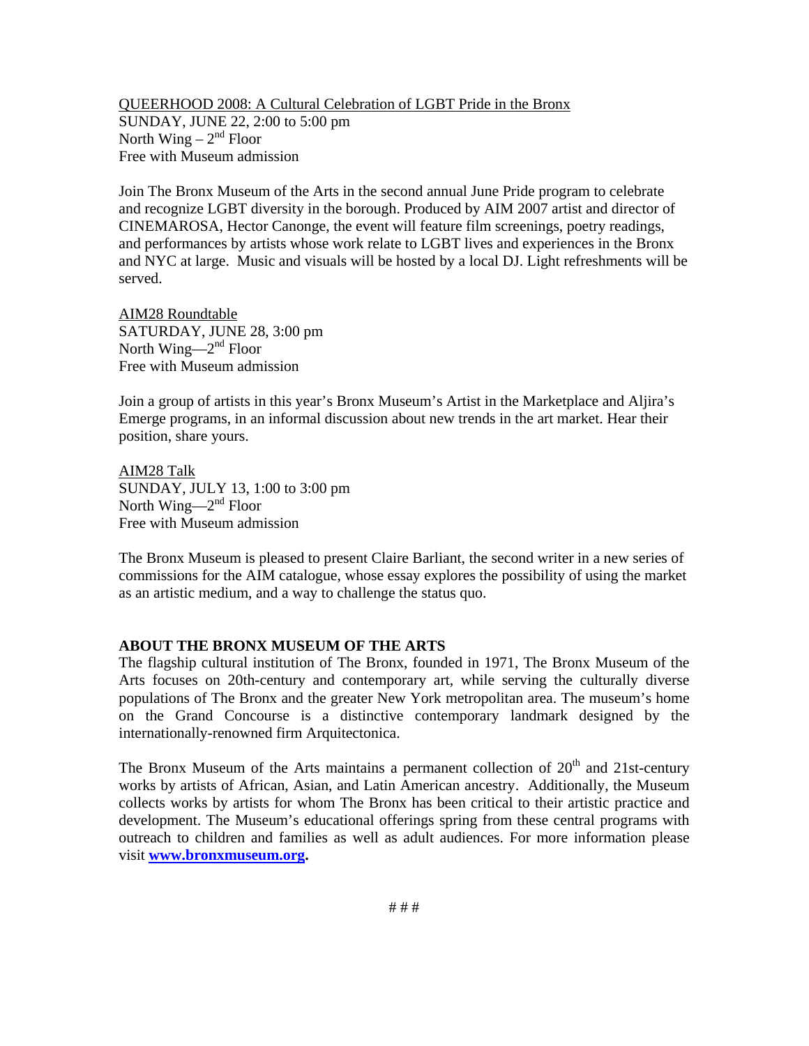QUEERHOOD 2008: A Cultural Celebration of LGBT Pride in the Bronx
SUNDAY, JUNE 22, 2:00 to 5:00 pm
North Wing – 2nd Floor
Free with Museum admission

Join The Bronx Museum of the Arts in the second annual June Pride program to celebrate and recognize LGBT diversity in the borough. Produced by AIM 2007 artist and director of CINEMAROSA, Hector Canonge, the event will feature film screenings, poetry readings, and performances by artists whose work relate to LGBT lives and experiences in the Bronx and NYC at large. Music and visuals will be hosted by a local DJ. Light refreshments will be served.

AIM28 Roundtable
SATURDAY, JUNE 28, 3:00 pm
North Wing—2nd Floor
Free with Museum admission

Join a group of artists in this year's Bronx Museum's Artist in the Marketplace and Aljira's Emerge programs, in an informal discussion about new trends in the art market. Hear their position, share yours.

AIM28 Talk
SUNDAY, JULY 13, 1:00 to 3:00 pm
North Wing—2nd Floor
Free with Museum admission

The Bronx Museum is pleased to present Claire Barliant, the second writer in a new series of commissions for the AIM catalogue, whose essay explores the possibility of using the market as an artistic medium, and a way to challenge the status quo.

**ABOUT THE BRONX MUSEUM OF THE ARTS**

The flagship cultural institution of The Bronx, founded in 1971, The Bronx Museum of the Arts focuses on 20th-century and contemporary art, while serving the culturally diverse populations of The Bronx and the greater New York metropolitan area. The museum's home on the Grand Concourse is a distinctive contemporary landmark designed by the internationally-renowned firm Arquitectonica.

The Bronx Museum of the Arts maintains a permanent collection of 20th and 21st-century works by artists of African, Asian, and Latin American ancestry. Additionally, the Museum collects works by artists for whom The Bronx has been critical to their artistic practice and development. The Museum's educational offerings spring from these central programs with outreach to children and families as well as adult audiences. For more information please visit **www.bronxmuseum.org.**

# # #